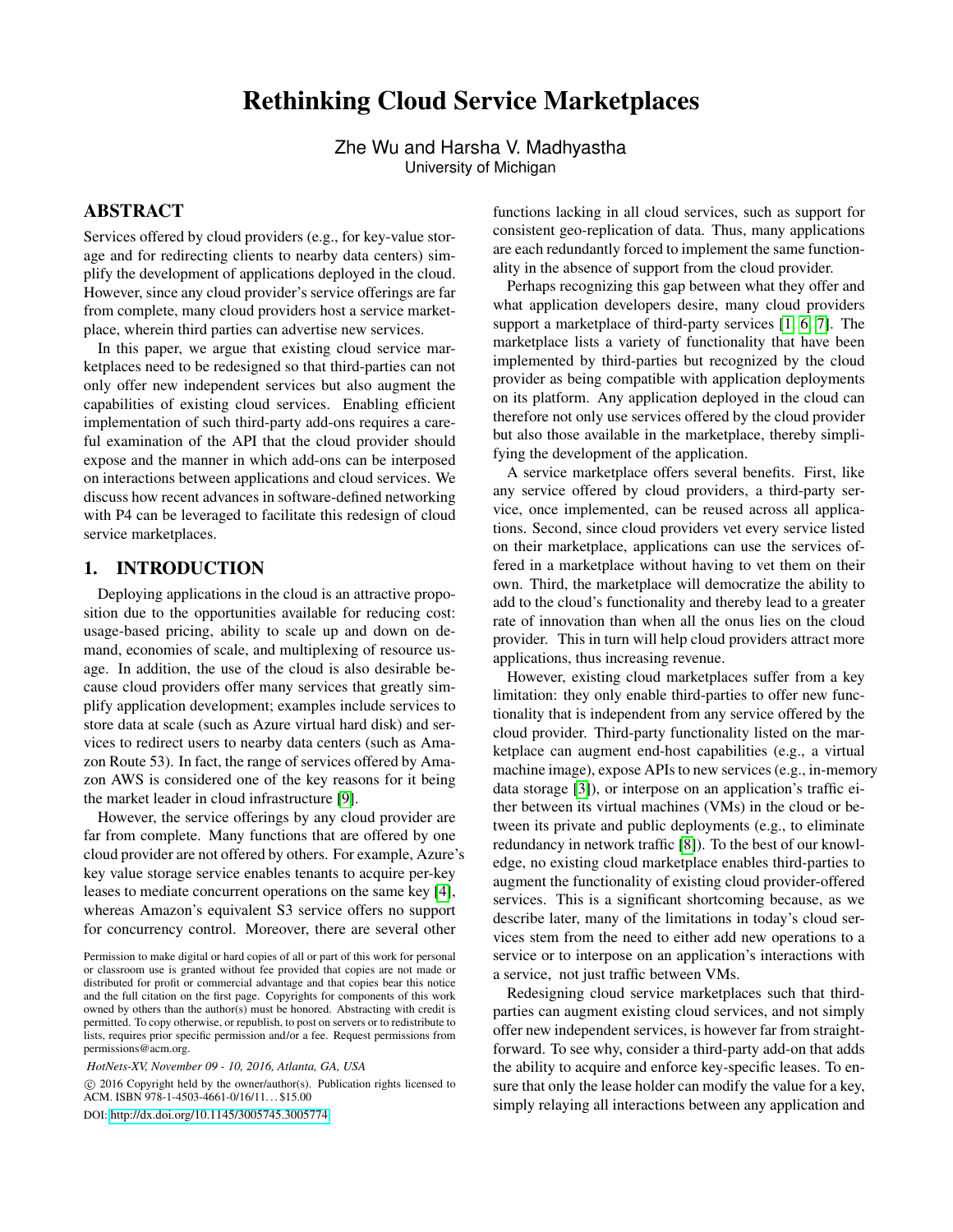# Rethinking Cloud Service Marketplaces

Zhe Wu and Harsha V. Madhyastha
University of Michigan

## ABSTRACT

Services offered by cloud providers (e.g., for key-value storage and for redirecting clients to nearby data centers) simplify the development of applications deployed in the cloud. However, since any cloud provider's service offerings are far from complete, many cloud providers host a service marketplace, wherein third parties can advertise new services.

In this paper, we argue that existing cloud service marketplaces need to be redesigned so that third-parties can not only offer new independent services but also augment the capabilities of existing cloud services. Enabling efficient implementation of such third-party add-ons requires a careful examination of the API that the cloud provider should expose and the manner in which add-ons can be interposed on interactions between applications and cloud services. We discuss how recent advances in software-defined networking with P4 can be leveraged to facilitate this redesign of cloud service marketplaces.

## 1. INTRODUCTION

Deploying applications in the cloud is an attractive proposition due to the opportunities available for reducing cost: usage-based pricing, ability to scale up and down on demand, economies of scale, and multiplexing of resource usage. In addition, the use of the cloud is also desirable because cloud providers offer many services that greatly simplify application development; examples include services to store data at scale (such as Azure virtual hard disk) and services to redirect users to nearby data centers (such as Amazon Route 53). In fact, the range of services offered by Amazon AWS is considered one of the key reasons for it being the market leader in cloud infrastructure [9].

However, the service offerings by any cloud provider are far from complete. Many functions that are offered by one cloud provider are not offered by others. For example, Azure's key value storage service enables tenants to acquire per-key leases to mediate concurrent operations on the same key [4], whereas Amazon's equivalent S3 service offers no support for concurrency control. Moreover, there are several other functions lacking in all cloud services, such as support for consistent geo-replication of data. Thus, many applications are each redundantly forced to implement the same functionality in the absence of support from the cloud provider.

Perhaps recognizing this gap between what they offer and what application developers desire, many cloud providers support a marketplace of third-party services [1, 6, 7]. The marketplace lists a variety of functionality that have been implemented by third-parties but recognized by the cloud provider as being compatible with application deployments on its platform. Any application deployed in the cloud can therefore not only use services offered by the cloud provider but also those available in the marketplace, thereby simplifying the development of the application.

A service marketplace offers several benefits. First, like any service offered by cloud providers, a third-party service, once implemented, can be reused across all applications. Second, since cloud providers vet every service listed on their marketplace, applications can use the services offered in a marketplace without having to vet them on their own. Third, the marketplace will democratize the ability to add to the cloud's functionality and thereby lead to a greater rate of innovation than when all the onus lies on the cloud provider. This in turn will help cloud providers attract more applications, thus increasing revenue.

However, existing cloud marketplaces suffer from a key limitation: they only enable third-parties to offer new functionality that is independent from any service offered by the cloud provider. Third-party functionality listed on the marketplace can augment end-host capabilities (e.g., a virtual machine image), expose APIs to new services (e.g., in-memory data storage [3]), or interpose on an application's traffic either between its virtual machines (VMs) in the cloud or between its private and public deployments (e.g., to eliminate redundancy in network traffic [8]). To the best of our knowledge, no existing cloud marketplace enables third-parties to augment the functionality of existing cloud provider-offered services. This is a significant shortcoming because, as we describe later, many of the limitations in today's cloud services stem from the need to either add new operations to a service or to interpose on an application's interactions with a service, not just traffic between VMs.

Redesigning cloud service marketplaces such that third-parties can augment existing cloud services, and not simply offer new independent services, is however far from straightforward. To see why, consider a third-party add-on that adds the ability to acquire and enforce key-specific leases. To ensure that only the lease holder can modify the value for a key, simply relaying all interactions between any application and

Permission to make digital or hard copies of all or part of this work for personal or classroom use is granted without fee provided that copies are not made or distributed for profit or commercial advantage and that copies bear this notice and the full citation on the first page. Copyrights for components of this work owned by others than the author(s) must be honored. Abstracting with credit is permitted. To copy otherwise, or republish, to post on servers or to redistribute to lists, requires prior specific permission and/or a fee. Request permissions from permissions@acm.org.

*HotNets-XV, November 09 - 10, 2016, Atlanta, GA, USA*

© 2016 Copyright held by the owner/author(s). Publication rights licensed to ACM. ISBN 978-1-4503-4661-0/16/11...$15.00

DOI: http://dx.doi.org/10.1145/3005745.3005774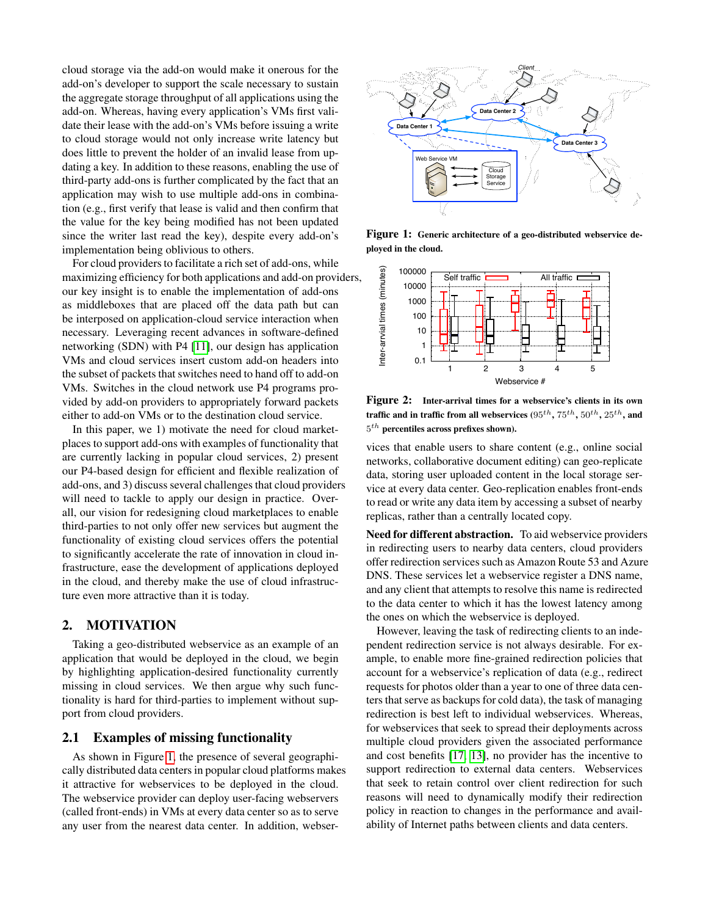cloud storage via the add-on would make it onerous for the add-on's developer to support the scale necessary to sustain the aggregate storage throughput of all applications using the add-on. Whereas, having every application's VMs first validate their lease with the add-on's VMs before issuing a write to cloud storage would not only increase write latency but does little to prevent the holder of an invalid lease from updating a key. In addition to these reasons, enabling the use of third-party add-ons is further complicated by the fact that an application may wish to use multiple add-ons in combination (e.g., first verify that lease is valid and then confirm that the value for the key being modified has not been updated since the writer last read the key), despite every add-on's implementation being oblivious to others.

For cloud providers to facilitate a rich set of add-ons, while maximizing efficiency for both applications and add-on providers, our key insight is to enable the implementation of add-ons as middleboxes that are placed off the data path but can be interposed on application-cloud service interaction when necessary. Leveraging recent advances in software-defined networking (SDN) with P4 [11], our design has application VMs and cloud services insert custom add-on headers into the subset of packets that switches need to hand off to add-on VMs. Switches in the cloud network use P4 programs provided by add-on providers to appropriately forward packets either to add-on VMs or to the destination cloud service.

In this paper, we 1) motivate the need for cloud marketplaces to support add-ons with examples of functionality that are currently lacking in popular cloud services, 2) present our P4-based design for efficient and flexible realization of add-ons, and 3) discuss several challenges that cloud providers will need to tackle to apply our design in practice. Overall, our vision for redesigning cloud marketplaces to enable third-parties to not only offer new services but augment the functionality of existing cloud services offers the potential to significantly accelerate the rate of innovation in cloud infrastructure, ease the development of applications deployed in the cloud, and thereby make the use of cloud infrastructure even more attractive than it is today.

## 2. MOTIVATION

Taking a geo-distributed webservice as an example of an application that would be deployed in the cloud, we begin by highlighting application-desired functionality currently missing in cloud services. We then argue why such functionality is hard for third-parties to implement without support from cloud providers.

### 2.1 Examples of missing functionality

As shown in Figure 1, the presence of several geographically distributed data centers in popular cloud platforms makes it attractive for webservices to be deployed in the cloud. The webservice provider can deploy user-facing webservers (called front-ends) in VMs at every data center so as to serve any user from the nearest data center. In addition, webservices that enable users to share content (e.g., online social networks, collaborative document editing) can geo-replicate data, storing user uploaded content in the local storage service at every data center. Geo-replication enables front-ends to read or write any data item by accessing a subset of nearby replicas, rather than a centrally located copy.

**Figure 1:** Generic architecture of a geo-distributed webservice deployed in the cloud.

**Figure 2:** Inter-arrival times for a webservice's clients in its own traffic and in traffic from all webservices ($95^{th}$, $75^{th}$, $50^{th}$, $25^{th}$, and $5^{th}$ percentiles across prefixes shown).

**Need for different abstraction.** To aid webservice providers in redirecting users to nearby data centers, cloud providers offer redirection services such as Amazon Route 53 and Azure DNS. These services let a webservice register a DNS name, and any client that attempts to resolve this name is redirected to the data center to which it has the lowest latency among the ones on which the webservice is deployed.

However, leaving the task of redirecting clients to an independent redirection service is not always desirable. For example, to enable more fine-grained redirection policies that account for a webservice's replication of data (e.g., redirect requests for photos older than a year to one of three data centers that serve as backups for cold data), the task of managing redirection is best left to individual webservices. Whereas, for webservices that seek to spread their deployments across multiple cloud providers given the associated performance and cost benefits [17, 13], no provider has the incentive to support redirection to external data centers. Webservices that seek to retain control over client redirection for such reasons will need to dynamically modify their redirection policy in reaction to changes in the performance and availability of Internet paths between clients and data centers.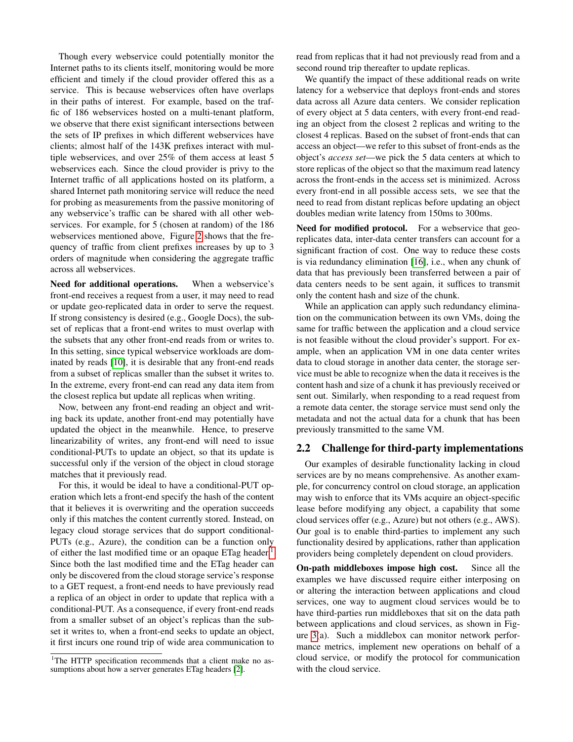Though every webservice could potentially monitor the Internet paths to its clients itself, monitoring would be more efficient and timely if the cloud provider offered this as a service. This is because webservices often have overlaps in their paths of interest. For example, based on the traffic of 186 webservices hosted on a multi-tenant platform, we observe that there exist significant intersections between the sets of IP prefixes in which different webservices have clients; almost half of the 143K prefixes interact with multiple webservices, and over 25% of them access at least 5 webservices each. Since the cloud provider is privy to the Internet traffic of all applications hosted on its platform, a shared Internet path monitoring service will reduce the need for probing as measurements from the passive monitoring of any webservice's traffic can be shared with all other webservices. For example, for 5 (chosen at random) of the 186 webservices mentioned above, Figure 2 shows that the frequency of traffic from client prefixes increases by up to 3 orders of magnitude when considering the aggregate traffic across all webservices.

**Need for additional operations.** When a webservice's front-end receives a request from a user, it may need to read or update geo-replicated data in order to serve the request. If strong consistency is desired (e.g., Google Docs), the subset of replicas that a front-end writes to must overlap with the subsets that any other front-end reads from or writes to. In this setting, since typical webservice workloads are dominated by reads [10], it is desirable that any front-end reads from a subset of replicas smaller than the subset it writes to. In the extreme, every front-end can read any data item from the closest replica but update all replicas when writing.

Now, between any front-end reading an object and writing back its update, another front-end may potentially have updated the object in the meanwhile. Hence, to preserve linearizability of writes, any front-end will need to issue conditional-PUTs to update an object, so that its update is successful only if the version of the object in cloud storage matches that it previously read.

For this, it would be ideal to have a conditional-PUT operation which lets a front-end specify the hash of the content that it believes it is overwriting and the operation succeeds only if this matches the content currently stored. Instead, on legacy cloud storage services that do support conditional-PUTs (e.g., Azure), the condition can be a function only of either the last modified time or an opaque ETag header[1]. Since both the last modified time and the ETag header can only be discovered from the cloud storage service's response to a GET request, a front-end needs to have previously read a replica of an object in order to update that replica with a conditional-PUT. As a consequence, if every front-end reads from a smaller subset of an object's replicas than the subset it writes to, when a front-end seeks to update an object, it first incurs one round trip of wide area communication to read from replicas that it had not previously read from and a second round trip thereafter to update replicas.

We quantify the impact of these additional reads on write latency for a webservice that deploys front-ends and stores data across all Azure data centers. We consider replication of every object at 5 data centers, with every front-end reading an object from the closest 2 replicas and writing to the closest 4 replicas. Based on the subset of front-ends that can access an object—we refer to this subset of front-ends as the object's *access set*—we pick the 5 data centers at which to store replicas of the object so that the maximum read latency across the front-ends in the access set is minimized. Across every front-end in all possible access sets, we see that the need to read from distant replicas before updating an object doubles median write latency from 150ms to 300ms.

**Need for modified protocol.** For a webservice that geo-replicates data, inter-data center transfers can account for a significant fraction of cost. One way to reduce these costs is via redundancy elimination [16], i.e., when any chunk of data that has previously been transferred between a pair of data centers needs to be sent again, it suffices to transmit only the content hash and size of the chunk.

While an application can apply such redundancy elimination on the communication between its own VMs, doing the same for traffic between the application and a cloud service is not feasible without the cloud provider's support. For example, when an application VM in one data center writes data to cloud storage in another data center, the storage service must be able to recognize when the data it receives is the content hash and size of a chunk it has previously received or sent out. Similarly, when responding to a read request from a remote data center, the storage service must send only the metadata and not the actual data for a chunk that has been previously transmitted to the same VM.

## 2.2 Challenge for third-party implementations

Our examples of desirable functionality lacking in cloud services are by no means comprehensive. As another example, for concurrency control on cloud storage, an application may wish to enforce that its VMs acquire an object-specific lease before modifying any object, a capability that some cloud services offer (e.g., Azure) but not others (e.g., AWS). Our goal is to enable third-parties to implement any such functionality desired by applications, rather than application providers being completely dependent on cloud providers.

**On-path middleboxes impose high cost.** Since all the examples we have discussed require either interposing on or altering the interaction between applications and cloud services, one way to augment cloud services would be to have third-parties run middleboxes that sit on the data path between applications and cloud services, as shown in Figure 3(a). Such a middlebox can monitor network performance metrics, implement new operations on behalf of a cloud service, or modify the protocol for communication with the cloud service.

[1]The HTTP specification recommends that a client make no assumptions about how a server generates ETag headers [2].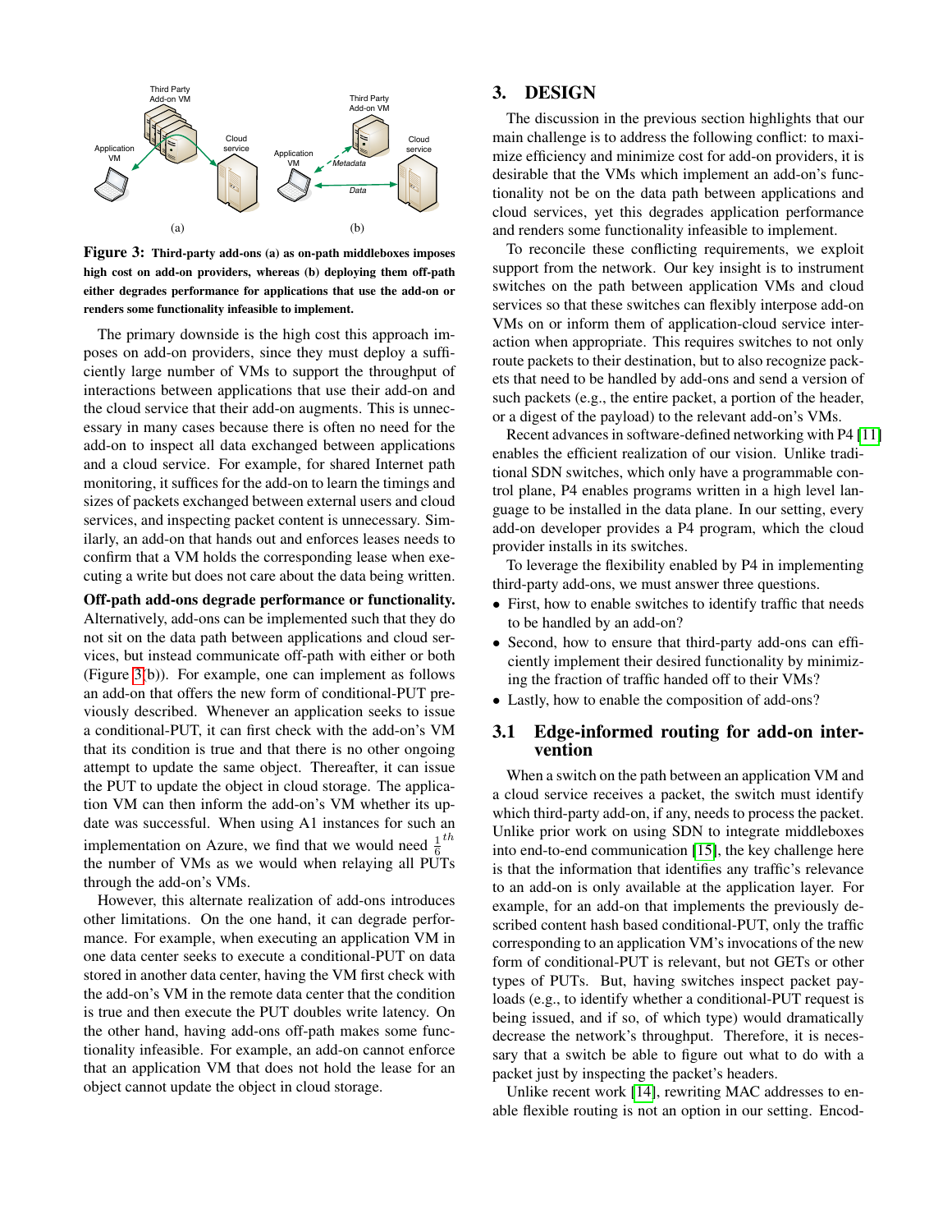**Figure 3: Third-party add-ons (a) as on-path middleboxes imposes high cost on add-on providers, whereas (b) deploying them off-path either degrades performance for applications that use the add-on or renders some functionality infeasible to implement.**

The primary downside is the high cost this approach imposes on add-on providers, since they must deploy a sufficiently large number of VMs to support the throughput of interactions between applications that use their add-on and the cloud service that their add-on augments. This is unnecessary in many cases because there is often no need for the add-on to inspect all data exchanged between applications and a cloud service. For example, for shared Internet path monitoring, it suffices for the add-on to learn the timings and sizes of packets exchanged between external users and cloud services, and inspecting packet content is unnecessary. Similarly, an add-on that hands out and enforces leases needs to confirm that a VM holds the corresponding lease when executing a write but does not care about the data being written.

**Off-path add-ons degrade performance or functionality.** Alternatively, add-ons can be implemented such that they do not sit on the data path between applications and cloud services, but instead communicate off-path with either or both (Figure 3(b)). For example, one can implement as follows an add-on that offers the new form of conditional-PUT previously described. Whenever an application seeks to issue a conditional-PUT, it can first check with the add-on's VM that its condition is true and that there is no other ongoing attempt to update the same object. Thereafter, it can issue the PUT to update the object in cloud storage. The application VM can then inform the add-on's VM whether its update was successful. When using A1 instances for such an implementation on Azure, we find that we would need $\frac{1}{6}^{th}$ the number of VMs as we would when relaying all PUTs through the add-on's VMs.

However, this alternate realization of add-ons introduces other limitations. On the one hand, it can degrade performance. For example, when executing an application VM in one data center seeks to execute a conditional-PUT on data stored in another data center, having the VM first check with the add-on's VM in the remote data center that the condition is true and then execute the PUT doubles write latency. On the other hand, having add-ons off-path makes some functionality infeasible. For example, an add-on cannot enforce that an application VM that does not hold the lease for an object cannot update the object in cloud storage.

# 3. DESIGN

The discussion in the previous section highlights that our main challenge is to address the following conflict: to maximize efficiency and minimize cost for add-on providers, it is desirable that the VMs which implement an add-on's functionality not be on the data path between applications and cloud services, yet this degrades application performance and renders some functionality infeasible to implement.

To reconcile these conflicting requirements, we exploit support from the network. Our key insight is to instrument switches on the path between application VMs and cloud services so that these switches can flexibly interpose add-on VMs on or inform them of application-cloud service interaction when appropriate. This requires switches to not only route packets to their destination, but to also recognize packets that need to be handled by add-ons and send a version of such packets (e.g., the entire packet, a portion of the header, or a digest of the payload) to the relevant add-on's VMs.

Recent advances in software-defined networking with P4 [11] enables the efficient realization of our vision. Unlike traditional SDN switches, which only have a programmable control plane, P4 enables programs written in a high level language to be installed in the data plane. In our setting, every add-on developer provides a P4 program, which the cloud provider installs in its switches.

To leverage the flexibility enabled by P4 in implementing third-party add-ons, we must answer three questions.

- First, how to enable switches to identify traffic that needs to be handled by an add-on?
- Second, how to ensure that third-party add-ons can efficiently implement their desired functionality by minimizing the fraction of traffic handed off to their VMs?
- Lastly, how to enable the composition of add-ons?

## 3.1 Edge-informed routing for add-on intervention

When a switch on the path between an application VM and a cloud service receives a packet, the switch must identify which third-party add-on, if any, needs to process the packet. Unlike prior work on using SDN to integrate middleboxes into end-to-end communication [15], the key challenge here is that the information that identifies any traffic's relevance to an add-on is only available at the application layer. For example, for an add-on that implements the previously described content hash based conditional-PUT, only the traffic corresponding to an application VM's invocations of the new form of conditional-PUT is relevant, but not GETs or other types of PUTs. But, having switches inspect packet payloads (e.g., to identify whether a conditional-PUT request is being issued, and if so, of which type) would dramatically decrease the network's throughput. Therefore, it is necessary that a switch be able to figure out what to do with a packet just by inspecting the packet's headers.

Unlike recent work [14], rewriting MAC addresses to enable flexible routing is not an option in our setting. Encod-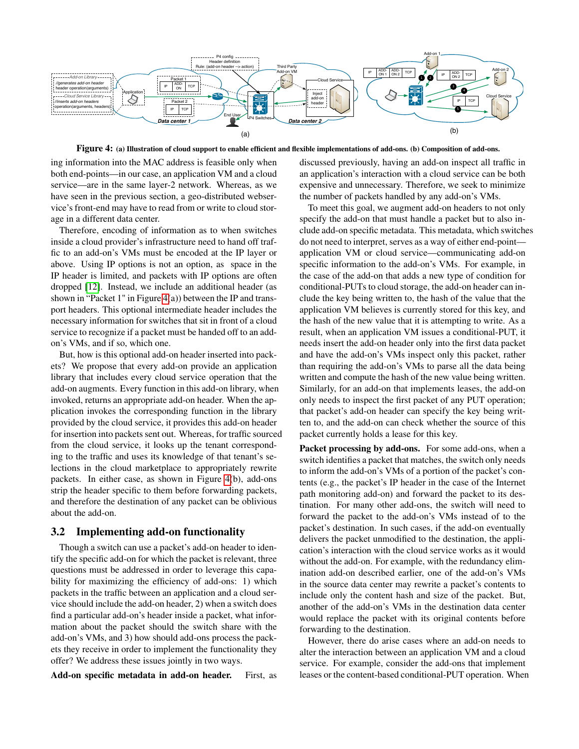**Figure 4:** (a) Illustration of cloud support to enable efficient and flexible implementations of add-ons. (b) Composition of add-ons.

ing information into the MAC address is feasible only when both end-points—in our case, an application VM and a cloud service—are in the same layer-2 network. Whereas, as we have seen in the previous section, a geo-distributed webservice's front-end may have to read from or write to cloud storage in a different data center.

Therefore, encoding of information as to when switches inside a cloud provider's infrastructure need to hand off traffic to an add-on's VMs must be encoded at the IP layer or above. Using IP options is not an option, as space in the IP header is limited, and packets with IP options are often dropped [12]. Instead, we include an additional header (as shown in "Packet 1" in Figure 4(a)) between the IP and transport headers. This optional intermediate header includes the necessary information for switches that sit in front of a cloud service to recognize if a packet must be handed off to an add-on's VMs, and if so, which one.

But, how is this optional add-on header inserted into packets? We propose that every add-on provide an application library that includes every cloud service operation that the add-on augments. Every function in this add-on library, when invoked, returns an appropriate add-on header. When the application invokes the corresponding function in the library provided by the cloud service, it provides this add-on header for insertion into packets sent out. Whereas, for traffic sourced from the cloud service, it looks up the tenant corresponding to the traffic and uses its knowledge of that tenant's selections in the cloud marketplace to appropriately rewrite packets. In either case, as shown in Figure 4(b), add-ons strip the header specific to them before forwarding packets, and therefore the destination of any packet can be oblivious about the add-on.

## 3.2 Implementing add-on functionality

Though a switch can use a packet's add-on header to identify the specific add-on for which the packet is relevant, three questions must be addressed in order to leverage this capability for maximizing the efficiency of add-ons: 1) which packets in the traffic between an application and a cloud service should include the add-on header, 2) when a switch does find a particular add-on's header inside a packet, what information about the packet should the switch share with the add-on's VMs, and 3) how should add-ons process the packets they receive in order to implement the functionality they offer? We address these issues jointly in two ways.

**Add-on specific metadata in add-on header.** First, as discussed previously, having an add-on inspect all traffic in an application's interaction with a cloud service can be both expensive and unnecessary. Therefore, we seek to minimize the number of packets handled by any add-on's VMs.

To meet this goal, we augment add-on headers to not only specify the add-on that must handle a packet but to also include add-on specific metadata. This metadata, which switches do not need to interpret, serves as a way of either end-point—application VM or cloud service—communicating add-on specific information to the add-on's VMs. For example, in the case of the add-on that adds a new type of condition for conditional-PUTs to cloud storage, the add-on header can include the key being written to, the hash of the value that the application VM believes is currently stored for this key, and the hash of the new value that it is attempting to write. As a result, when an application VM issues a conditional-PUT, it needs insert the add-on header only into the first data packet and have the add-on's VMs inspect only this packet, rather than requiring the add-on's VMs to parse all the data being written and compute the hash of the new value being written. Similarly, for an add-on that implements leases, the add-on only needs to inspect the first packet of any PUT operation; that packet's add-on header can specify the key being written to, and the add-on can check whether the source of this packet currently holds a lease for this key.

**Packet processing by add-ons.** For some add-ons, when a switch identifies a packet that matches, the switch only needs to inform the add-on's VMs of a portion of the packet's contents (e.g., the packet's IP header in the case of the Internet path monitoring add-on) and forward the packet to its destination. For many other add-ons, the switch will need to forward the packet to the add-on's VMs instead of to the packet's destination. In such cases, if the add-on eventually delivers the packet unmodified to the destination, the application's interaction with the cloud service works as it would without the add-on. For example, with the redundancy elimination add-on described earlier, one of the add-on's VMs in the source data center may rewrite a packet's contents to include only the content hash and size of the packet. But, another of the add-on's VMs in the destination data center would replace the packet with its original contents before forwarding to the destination.

However, there do arise cases where an add-on needs to alter the interaction between an application VM and a cloud service. For example, consider the add-ons that implement leases or the content-based conditional-PUT operation. When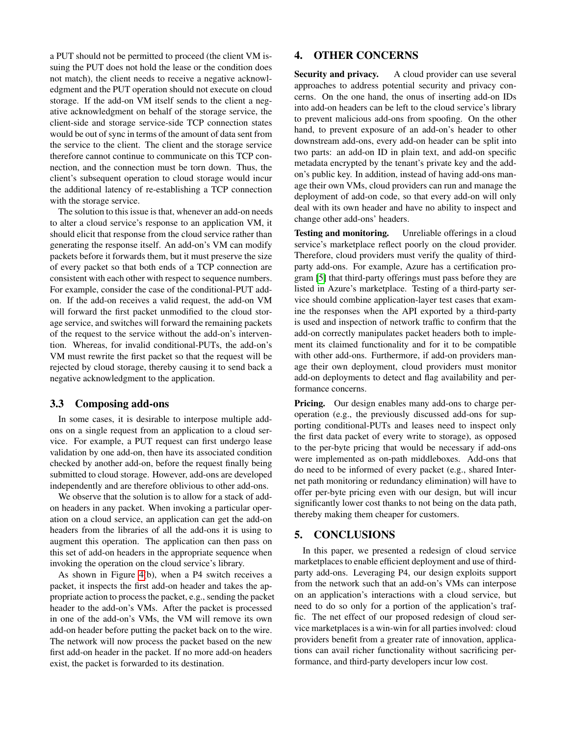a PUT should not be permitted to proceed (the client VM issuing the PUT does not hold the lease or the condition does not match), the client needs to receive a negative acknowledgment and the PUT operation should not execute on cloud storage. If the add-on VM itself sends to the client a negative acknowledgment on behalf of the storage service, the client-side and storage service-side TCP connection states would be out of sync in terms of the amount of data sent from the service to the client. The client and the storage service therefore cannot continue to communicate on this TCP connection, and the connection must be torn down. Thus, the client's subsequent operation to cloud storage would incur the additional latency of re-establishing a TCP connection with the storage service.

The solution to this issue is that, whenever an add-on needs to alter a cloud service's response to an application VM, it should elicit that response from the cloud service rather than generating the response itself. An add-on's VM can modify packets before it forwards them, but it must preserve the size of every packet so that both ends of a TCP connection are consistent with each other with respect to sequence numbers. For example, consider the case of the conditional-PUT add-on. If the add-on receives a valid request, the add-on VM will forward the first packet unmodified to the cloud storage service, and switches will forward the remaining packets of the request to the service without the add-on's intervention. Whereas, for invalid conditional-PUTs, the add-on's VM must rewrite the first packet so that the request will be rejected by cloud storage, thereby causing it to send back a negative acknowledgment to the application.

### 3.3 Composing add-ons

In some cases, it is desirable to interpose multiple add-ons on a single request from an application to a cloud service. For example, a PUT request can first undergo lease validation by one add-on, then have its associated condition checked by another add-on, before the request finally being submitted to cloud storage. However, add-ons are developed independently and are therefore oblivious to other add-ons.

We observe that the solution is to allow for a stack of add-on headers in any packet. When invoking a particular operation on a cloud service, an application can get the add-on headers from the libraries of all the add-ons it is using to augment this operation. The application can then pass on this set of add-on headers in the appropriate sequence when invoking the operation on the cloud service's library.

As shown in Figure 4(b), when a P4 switch receives a packet, it inspects the first add-on header and takes the appropriate action to process the packet, e.g., sending the packet header to the add-on's VMs. After the packet is processed in one of the add-on's VMs, the VM will remove its own add-on header before putting the packet back on to the wire. The network will now process the packet based on the new first add-on header in the packet. If no more add-on headers exist, the packet is forwarded to its destination.

## 4. OTHER CONCERNS

**Security and privacy.** A cloud provider can use several approaches to address potential security and privacy concerns. On the one hand, the onus of inserting add-on IDs into add-on headers can be left to the cloud service's library to prevent malicious add-ons from spoofing. On the other hand, to prevent exposure of an add-on's header to other downstream add-ons, every add-on header can be split into two parts: an add-on ID in plain text, and add-on specific metadata encrypted by the tenant's private key and the add-on's public key. In addition, instead of having add-ons manage their own VMs, cloud providers can run and manage the deployment of add-on code, so that every add-on will only deal with its own header and have no ability to inspect and change other add-ons' headers.

**Testing and monitoring.** Unreliable offerings in a cloud service's marketplace reflect poorly on the cloud provider. Therefore, cloud providers must verify the quality of third-party add-ons. For example, Azure has a certification program [5] that third-party offerings must pass before they are listed in Azure's marketplace. Testing of a third-party service should combine application-layer test cases that examine the responses when the API exported by a third-party is used and inspection of network traffic to confirm that the add-on correctly manipulates packet headers both to implement its claimed functionality and for it to be compatible with other add-ons. Furthermore, if add-on providers manage their own deployment, cloud providers must monitor add-on deployments to detect and flag availability and performance concerns.

**Pricing.** Our design enables many add-ons to charge per-operation (e.g., the previously discussed add-ons for supporting conditional-PUTs and leases need to inspect only the first data packet of every write to storage), as opposed to the per-byte pricing that would be necessary if add-ons were implemented as on-path middleboxes. Add-ons that do need to be informed of every packet (e.g., shared Internet path monitoring or redundancy elimination) will have to offer per-byte pricing even with our design, but will incur significantly lower cost thanks to not being on the data path, thereby making them cheaper for customers.

## 5. CONCLUSIONS

In this paper, we presented a redesign of cloud service marketplaces to enable efficient deployment and use of third-party add-ons. Leveraging P4, our design exploits support from the network such that an add-on's VMs can interpose on an application's interactions with a cloud service, but need to do so only for a portion of the application's traffic. The net effect of our proposed redesign of cloud service marketplaces is a win-win for all parties involved: cloud providers benefit from a greater rate of innovation, applications can avail richer functionality without sacrificing performance, and third-party developers incur low cost.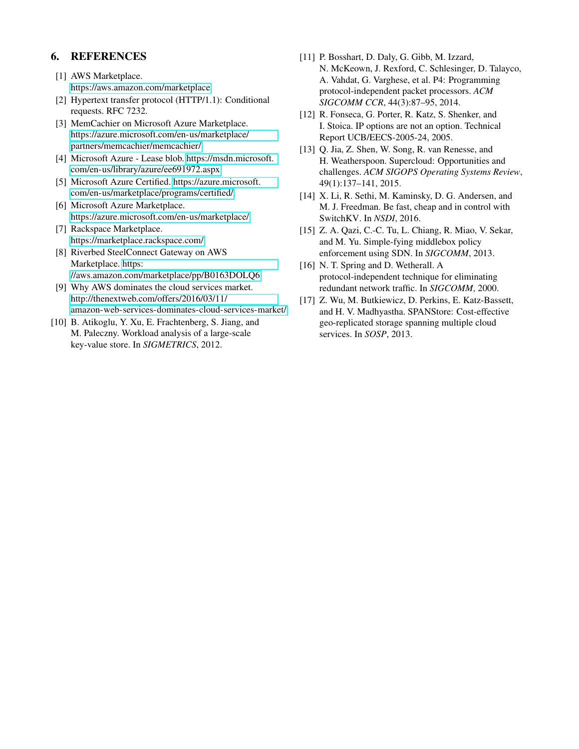## 6. REFERENCES

[1] AWS Marketplace. https://aws.amazon.com/marketplace

[2] Hypertext transfer protocol (HTTP/1.1): Conditional requests. RFC 7232.

[3] MemCachier on Microsoft Azure Marketplace. https://azure.microsoft.com/en-us/marketplace/partners/memcachier/memcachier/

[4] Microsoft Azure - Lease blob. https://msdn.microsoft.com/en-us/library/azure/ee691972.aspx

[5] Microsoft Azure Certified. https://azure.microsoft.com/en-us/marketplace/programs/certified/

[6] Microsoft Azure Marketplace. https://azure.microsoft.com/en-us/marketplace/

[7] Rackspace Marketplace. https://marketplace.rackspace.com/

[8] Riverbed SteelConnect Gateway on AWS Marketplace. https://aws.amazon.com/marketplace/pp/B0163DOLQ6

[9] Why AWS dominates the cloud services market. http://thenextweb.com/offers/2016/03/11/amazon-web-services-dominates-cloud-services-market/

[10] B. Atikoglu, Y. Xu, E. Frachtenberg, S. Jiang, and M. Paleczny. Workload analysis of a large-scale key-value store. In *SIGMETRICS*, 2012.

[11] P. Bosshart, D. Daly, G. Gibb, M. Izzard, N. McKeown, J. Rexford, C. Schlesinger, D. Talayco, A. Vahdat, G. Varghese, et al. P4: Programming protocol-independent packet processors. *ACM SIGCOMM CCR*, 44(3):87–95, 2014.

[12] R. Fonseca, G. Porter, R. Katz, S. Shenker, and I. Stoica. IP options are not an option. Technical Report UCB/EECS-2005-24, 2005.

[13] Q. Jia, Z. Shen, W. Song, R. van Renesse, and H. Weatherspoon. Supercloud: Opportunities and challenges. *ACM SIGOPS Operating Systems Review*, 49(1):137–141, 2015.

[14] X. Li, R. Sethi, M. Kaminsky, D. G. Andersen, and M. J. Freedman. Be fast, cheap and in control with SwitchKV. In *NSDI*, 2016.

[15] Z. A. Qazi, C.-C. Tu, L. Chiang, R. Miao, V. Sekar, and M. Yu. Simple-fying middlebox policy enforcement using SDN. In *SIGCOMM*, 2013.

[16] N. T. Spring and D. Wetherall. A protocol-independent technique for eliminating redundant network traffic. In *SIGCOMM*, 2000.

[17] Z. Wu, M. Butkiewicz, D. Perkins, E. Katz-Bassett, and H. V. Madhyastha. SPANStore: Cost-effective geo-replicated storage spanning multiple cloud services. In *SOSP*, 2013.